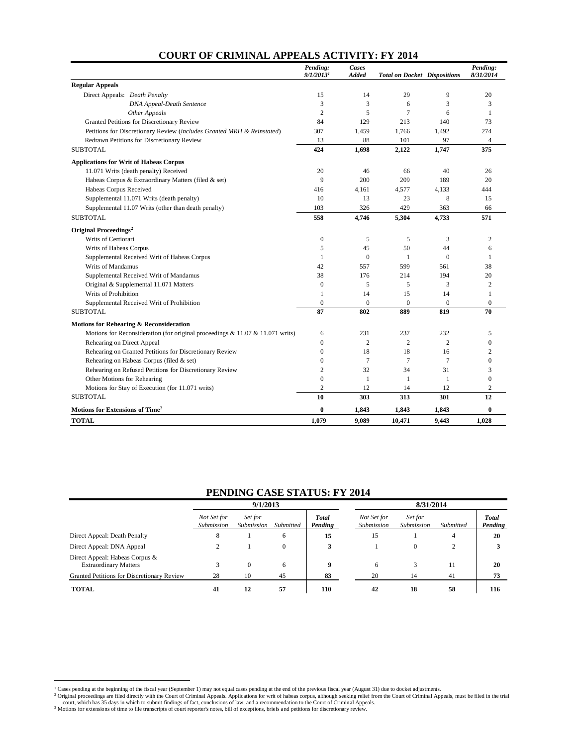## COURT OF CRIMINAL APPEALS ACTIVITY: FY 2014

| | *Pending: 9/1/2013*[1] | *Cases Added* | *Total on Docket* | *Dispositions* | *Pending: 8/31/2014* |
|---|---|---|---|---|---|
| **Regular Appeals** | | | | | |
| Direct Appeals: *Death Penalty* | 15 | 14 | 29 | 9 | 20 |
| *DNA Appeal-Death Sentence* | 3 | 3 | 6 | 3 | 3 |
| *Other Appeals* | 2 | 5 | 7 | 6 | 1 |
| Granted Petitions for Discretionary Review | 84 | 129 | 213 | 140 | 73 |
| Petitions for Discretionary Review (*includes Granted MRH & Reinstated*) | 307 | 1,459 | 1,766 | 1,492 | 274 |
| Redrawn Petitions for Discretionary Review | 13 | 88 | 101 | 97 | 4 |
| SUBTOTAL | **424** | **1,698** | **2,122** | **1,747** | **375** |
| **Applications for Writ of Habeas Corpus** | | | | | |
| 11.071 Writs (death penalty) Received | 20 | 46 | 66 | 40 | 26 |
| Habeas Corpus & Extraordinary Matters (filed & set) | 9 | 200 | 209 | 189 | 20 |
| Habeas Corpus Received | 416 | 4,161 | 4,577 | 4,133 | 444 |
| Supplemental 11.071 Writs (death penalty) | 10 | 13 | 23 | 8 | 15 |
| Supplemental 11.07 Writs (other than death penalty) | 103 | 326 | 429 | 363 | 66 |
| SUBTOTAL | **558** | **4,746** | **5,304** | **4,733** | **571** |
| **Original Proceedings**[2] | | | | | |
| Writs of Certiorari | 0 | 5 | 5 | 3 | 2 |
| Writs of Habeas Corpus | 5 | 45 | 50 | 44 | 6 |
| Supplemental Received Writ of Habeas Corpus | 1 | 0 | 1 | 0 | 1 |
| Writs of Mandamus | 42 | 557 | 599 | 561 | 38 |
| Supplemental Received Writ of Mandamus | 38 | 176 | 214 | 194 | 20 |
| Original & Supplemental 11.071 Matters | 0 | 5 | 5 | 3 | 2 |
| Writs of Prohibition | 1 | 14 | 15 | 14 | 1 |
| Supplemental Received Writ of Prohibition | 0 | 0 | 0 | 0 | 0 |
| SUBTOTAL | **87** | **802** | **889** | **819** | **70** |
| **Motions for Rehearing & Reconsideration** | | | | | |
| Motions for Reconsideration (for original proceedings & 11.07 & 11.071 writs) | 6 | 231 | 237 | 232 | 5 |
| Rehearing on Direct Appeal | 0 | 2 | 2 | 2 | 0 |
| Rehearing on Granted Petitions for Discretionary Review | 0 | 18 | 18 | 16 | 2 |
| Rehearing on Habeas Corpus (filed & set) | 0 | 7 | 7 | 7 | 0 |
| Rehearing on Refused Petitions for Discretionary Review | 2 | 32 | 34 | 31 | 3 |
| Other Motions for Rehearing | 0 | 1 | 1 | 1 | 0 |
| Motions for Stay of Execution (for 11.071 writs) | 2 | 12 | 14 | 12 | 2 |
| SUBTOTAL | **10** | **303** | **313** | **301** | **12** |
| **Motions for Extensions of Time**[3] | **0** | **1,843** | **1,843** | **1,843** | **0** |
| **TOTAL** | **1,079** | **9,089** | **10,471** | **9,443** | **1,028** |

## PENDING CASE STATUS: FY 2014

| | 9/1/2013 | | | | 8/31/2014 | | | |
|---|---|---|---|---|---|---|---|---|
| | *Not Set for Submission* | *Set for Submission* | *Submitted* | *Total Pending* | *Not Set for Submission* | *Set for Submission* | *Submitted* | *Total Pending* |
| Direct Appeal: Death Penalty | 8 | 1 | 6 | **15** | 15 | 1 | 4 | **20** |
| Direct Appeal: DNA Appeal | 2 | 1 | 0 | **3** | 1 | 0 | 2 | **3** |
| Direct Appeal: Habeas Corpus & Extraordinary Matters | 3 | 0 | 6 | **9** | 6 | 3 | 11 | **20** |
| Granted Petitions for Discretionary Review | 28 | 10 | 45 | **83** | 20 | 14 | 41 | **73** |
| **TOTAL** | **41** | **12** | **57** | **110** | **42** | **18** | **58** | **116** |

[1] Cases pending at the beginning of the fiscal year (September 1) may not equal cases pending at the end of the previous fiscal year (August 31) due to docket adjustments.
[2] Original proceedings are filed directly with the Court of Criminal Appeals. Applications for writ of habeas corpus, although seeking relief from the Court of Criminal Appeals, must be filed in the trial court, which has 35 days in which to submit findings of fact, conclusions of law, and a recommendation to the Court of Criminal Appeals.
[3] Motions for extensions of time to file transcripts of court reporter's notes, bill of exceptions, briefs and petitions for discretionary review.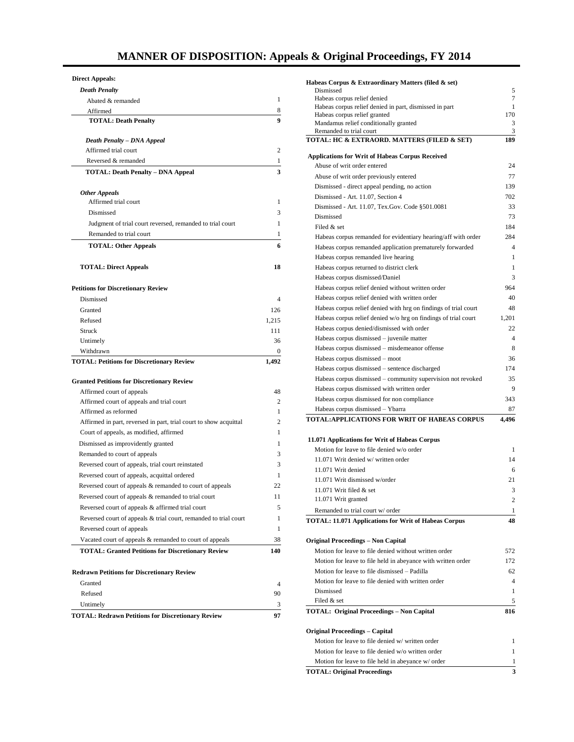# MANNER OF DISPOSITION: Appeals & Original Proceedings, FY 2014

| **Direct Appeals:** | |
|---|---|
| ***Death Penalty*** | |
| Abated & remanded | 1 |
| Affirmed | 8 |
| **TOTAL: Death Penalty** | **9** |
| ***Death Penalty – DNA Appeal*** | |
| Affirmed trial court | 2 |
| Reversed & remanded | 1 |
| **TOTAL: Death Penalty – DNA Appeal** | **3** |
| ***Other Appeals*** | |
| Affirmed trial court | 1 |
| Dismissed | 3 |
| Judgment of trial court reversed, remanded to trial court | 1 |
| Remanded to trial court | 1 |
| **TOTAL: Other Appeals** | **6** |
| **TOTAL: Direct Appeals** | **18** |

| **Petitions for Discretionary Review** | |
|---|---|
| Dismissed | 4 |
| Granted | 126 |
| Refused | 1,215 |
| Struck | 111 |
| Untimely | 36 |
| Withdrawn | 0 |
| **TOTAL: Petitions for Discretionary Review** | **1,492** |

| **Granted Petitions for Discretionary Review** | |
|---|---|
| Affirmed court of appeals | 48 |
| Affirmed court of appeals and trial court | 2 |
| Affirmed as reformed | 1 |
| Affirmed in part, reversed in part, trial court to show acquittal | 2 |
| Court of appeals, as modified, affirmed | 1 |
| Dismissed as improvidently granted | 1 |
| Remanded to court of appeals | 3 |
| Reversed court of appeals, trial court reinstated | 3 |
| Reversed court of appeals, acquittal ordered | 1 |
| Reversed court of appeals & remanded to court of appeals | 22 |
| Reversed court of appeals & remanded to trial court | 11 |
| Reversed court of appeals & affirmed trial court | 5 |
| Reversed court of appeals & trial court, remanded to trial court | 1 |
| Reversed court of appeals | 1 |
| Vacated court of appeals & remanded to court of appeals | 38 |
| **TOTAL: Granted Petitions for Discretionary Review** | **140** |

| **Redrawn Petitions for Discretionary Review** | |
|---|---|
| Granted | 4 |
| Refused | 90 |
| Untimely | 3 |
| **TOTAL: Redrawn Petitions for Discretionary Review** | **97** |

| **Habeas Corpus & Extraordinary Matters (filed & set)** | |
|---|---|
| Dismissed | 5 |
| Habeas corpus relief denied | 7 |
| Habeas corpus relief denied in part, dismissed in part | 1 |
| Habeas corpus relief granted | 170 |
| Mandamus relief conditionally granted | 3 |
| Remanded to trial court | 3 |
| **TOTAL: HC & EXTRAORD. MATTERS (FILED & SET)** | **189** |

| **Applications for Writ of Habeas Corpus Received** | |
|---|---|
| Abuse of writ order entered | 24 |
| Abuse of writ order previously entered | 77 |
| Dismissed - direct appeal pending, no action | 139 |
| Dismissed - Art. 11.07, Section 4 | 702 |
| Dismissed - Art. 11.07, Tex.Gov. Code §501.0081 | 33 |
| Dismissed | 73 |
| Filed & set | 184 |
| Habeas corpus remanded for evidentiary hearing/aff with order | 284 |
| Habeas corpus remanded application prematurely forwarded | 4 |
| Habeas corpus remanded live hearing | 1 |
| Habeas corpus returned to district clerk | 1 |
| Habeas corpus dismissed/Daniel | 3 |
| Habeas corpus relief denied without written order | 964 |
| Habeas corpus relief denied with written order | 40 |
| Habeas corpus relief denied with hrg on findings of trial court | 48 |
| Habeas corpus relief denied w/o hrg on findings of trial court | 1,201 |
| Habeas corpus denied/dismissed with order | 22 |
| Habeas corpus dismissed – juvenile matter | 4 |
| Habeas corpus dismissed – misdemeanor offense | 8 |
| Habeas corpus dismissed – moot | 36 |
| Habeas corpus dismissed – sentence discharged | 174 |
| Habeas corpus dismissed – community supervision not revoked | 35 |
| Habeas corpus dismissed with written order | 9 |
| Habeas corpus dismissed for non compliance | 343 |
| Habeas corpus dismissed – Ybarra | 87 |
| **TOTAL:APPLICATIONS FOR WRIT OF HABEAS CORPUS** | **4,496** |

| **11.071 Applications for Writ of Habeas Corpus** | |
|---|---|
| Motion for leave to file denied w/o order | 1 |
| 11.071 Writ denied w/ written order | 14 |
| 11.071 Writ denied | 6 |
| 11.071 Writ dismissed w/order | 21 |
| 11.071 Writ filed & set | 3 |
| 11.071 Writ granted | 2 |
| Remanded to trial court w/ order | 1 |
| **TOTAL: 11.071 Applications for Writ of Habeas Corpus** | **48** |

| **Original Proceedings – Non Capital** | |
|---|---|
| Motion for leave to file denied without written order | 572 |
| Motion for leave to file held in abeyance with written order | 172 |
| Motion for leave to file dismissed – Padilla | 62 |
| Motion for leave to file denied with written order | 4 |
| Dismissed | 1 |
| Filed & set | 5 |
| **TOTAL: Original Proceedings – Non Capital** | **816** |

| **Original Proceedings – Capital** | |
|---|---|
| Motion for leave to file denied w/ written order | 1 |
| Motion for leave to file denied w/o written order | 1 |
| Motion for leave to file held in abeyance w/ order | 1 |
| **TOTAL: Original Proceedings** | **3** |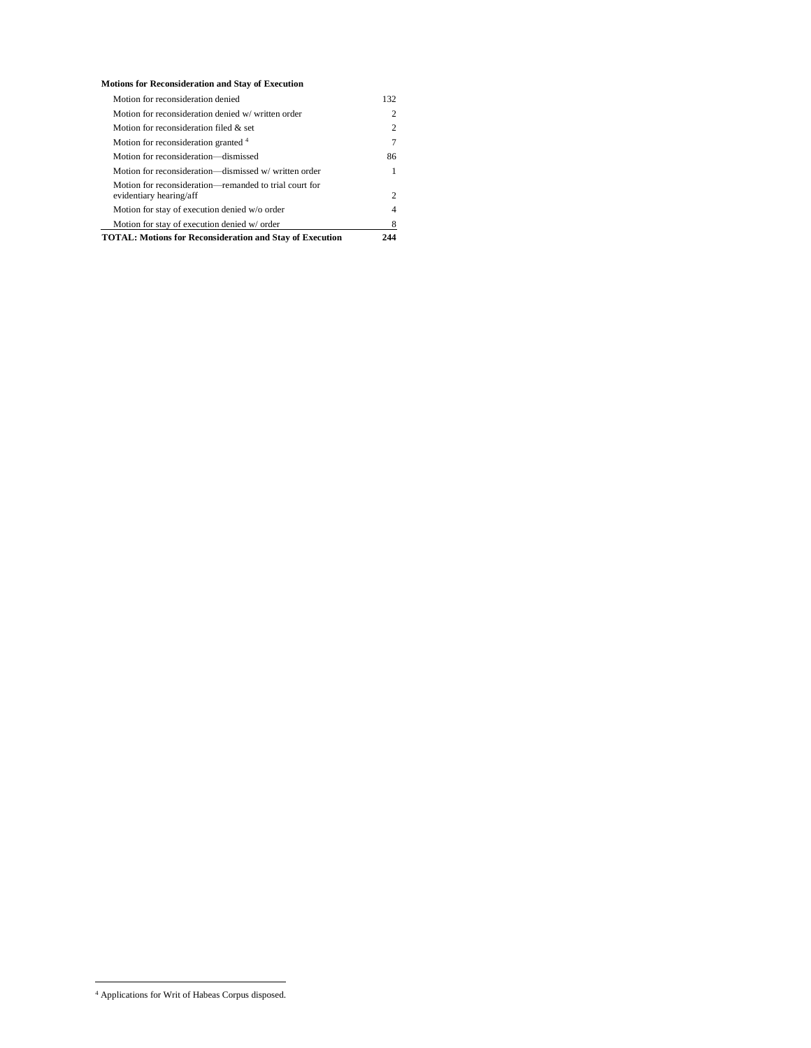**Motions for Reconsideration and Stay of Execution**

| Motions for Reconsideration and Stay of Execution | |
|---|---|
| Motion for reconsideration denied | 132 |
| Motion for reconsideration denied w/ written order | 2 |
| Motion for reconsideration filed & set | 2 |
| Motion for reconsideration granted [4] | 7 |
| Motion for reconsideration—dismissed | 86 |
| Motion for reconsideration—dismissed w/ written order | 1 |
| Motion for reconsideration—remanded to trial court for evidentiary hearing/aff | 2 |
| Motion for stay of execution denied w/o order | 4 |
| Motion for stay of execution denied w/ order | 8 |
| **TOTAL: Motions for Reconsideration and Stay of Execution** | **244** |

[4] Applications for Writ of Habeas Corpus disposed.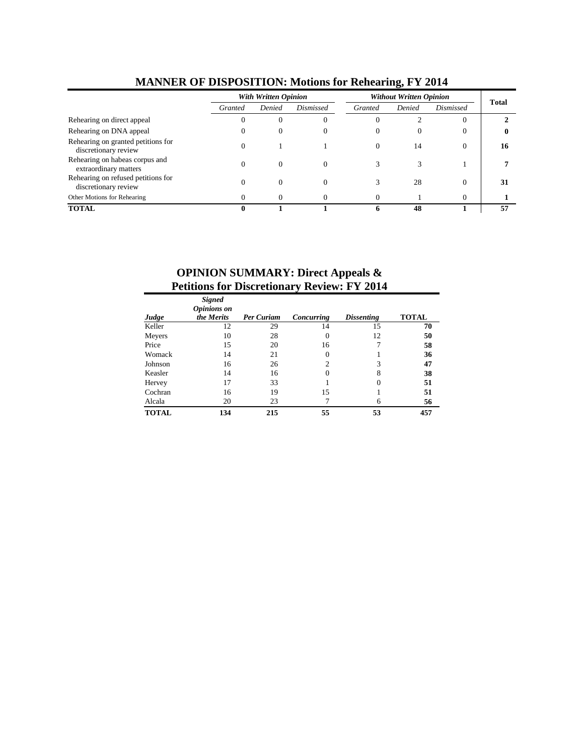## MANNER OF DISPOSITION: Motions for Rehearing, FY 2014

| | *With Written Opinion* | | | *Without Written Opinion* | | | **Total** |
|---|---|---|---|---|---|---|---|
| | *Granted* | *Denied* | *Dismissed* | *Granted* | *Denied* | *Dismissed* | |
| Rehearing on direct appeal | 0 | 0 | 0 | 0 | 2 | 0 | **2** |
| Rehearing on DNA appeal | 0 | 0 | 0 | 0 | 0 | 0 | **0** |
| Rehearing on granted petitions for discretionary review | 0 | 1 | 1 | 0 | 14 | 0 | **16** |
| Rehearing on habeas corpus and extraordinary matters | 0 | 0 | 0 | 3 | 3 | 1 | **7** |
| Rehearing on refused petitions for discretionary review | 0 | 0 | 0 | 3 | 28 | 0 | **31** |
| Other Motions for Rehearing | 0 | 0 | 0 | 0 | 1 | 0 | **1** |
| **TOTAL** | **0** | **1** | **1** | **6** | **48** | **1** | **57** |

## OPINION SUMMARY: Direct Appeals & Petitions for Discretionary Review: FY 2014

| *Judge* | *Signed Opinions on the Merits* | *Per Curiam* | *Concurring* | *Dissenting* | **TOTAL** |
|---|---|---|---|---|---|
| Keller | 12 | 29 | 14 | 15 | **70** |
| Meyers | 10 | 28 | 0 | 12 | **50** |
| Price | 15 | 20 | 16 | 7 | **58** |
| Womack | 14 | 21 | 0 | 1 | **36** |
| Johnson | 16 | 26 | 2 | 3 | **47** |
| Keasler | 14 | 16 | 0 | 8 | **38** |
| Hervey | 17 | 33 | 1 | 0 | **51** |
| Cochran | 16 | 19 | 15 | 1 | **51** |
| Alcala | 20 | 23 | 7 | 6 | **56** |
| **TOTAL** | **134** | **215** | **55** | **53** | **457** |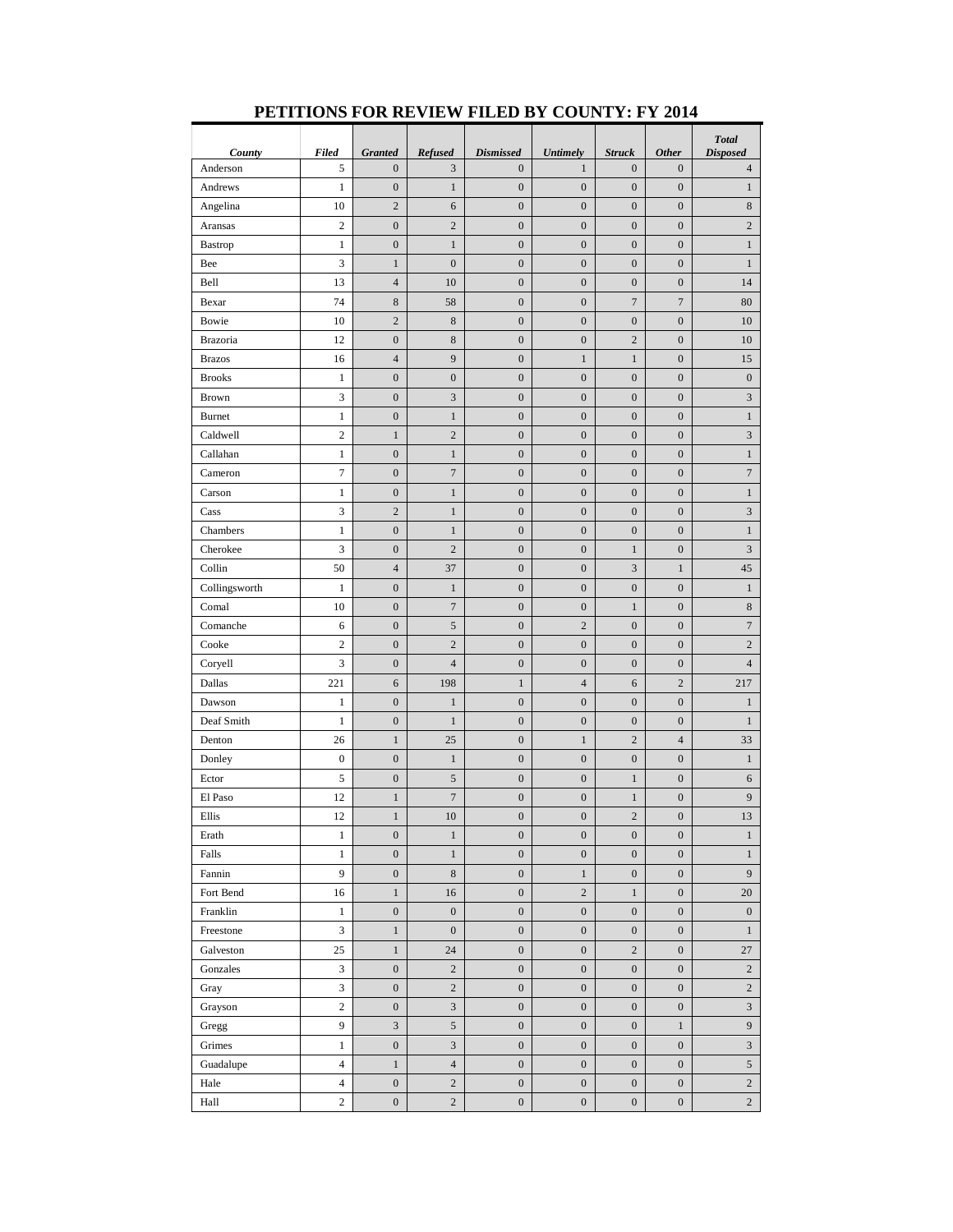# PETITIONS FOR REVIEW FILED BY COUNTY: FY 2014

| *County* | *Filed* | *Granted* | *Refused* | *Dismissed* | *Untimely* | *Struck* | *Other* | *Total Disposed* |
|---|---|---|---|---|---|---|---|---|
| Anderson | 5 | 0 | 3 | 0 | 1 | 0 | 0 | 4 |
| Andrews | 1 | 0 | 1 | 0 | 0 | 0 | 0 | 1 |
| Angelina | 10 | 2 | 6 | 0 | 0 | 0 | 0 | 8 |
| Aransas | 2 | 0 | 2 | 0 | 0 | 0 | 0 | 2 |
| Bastrop | 1 | 0 | 1 | 0 | 0 | 0 | 0 | 1 |
| Bee | 3 | 1 | 0 | 0 | 0 | 0 | 0 | 1 |
| Bell | 13 | 4 | 10 | 0 | 0 | 0 | 0 | 14 |
| Bexar | 74 | 8 | 58 | 0 | 0 | 7 | 7 | 80 |
| Bowie | 10 | 2 | 8 | 0 | 0 | 0 | 0 | 10 |
| Brazoria | 12 | 0 | 8 | 0 | 0 | 2 | 0 | 10 |
| Brazos | 16 | 4 | 9 | 0 | 1 | 1 | 0 | 15 |
| Brooks | 1 | 0 | 0 | 0 | 0 | 0 | 0 | 0 |
| Brown | 3 | 0 | 3 | 0 | 0 | 0 | 0 | 3 |
| Burnet | 1 | 0 | 1 | 0 | 0 | 0 | 0 | 1 |
| Caldwell | 2 | 1 | 2 | 0 | 0 | 0 | 0 | 3 |
| Callahan | 1 | 0 | 1 | 0 | 0 | 0 | 0 | 1 |
| Cameron | 7 | 0 | 7 | 0 | 0 | 0 | 0 | 7 |
| Carson | 1 | 0 | 1 | 0 | 0 | 0 | 0 | 1 |
| Cass | 3 | 2 | 1 | 0 | 0 | 0 | 0 | 3 |
| Chambers | 1 | 0 | 1 | 0 | 0 | 0 | 0 | 1 |
| Cherokee | 3 | 0 | 2 | 0 | 0 | 1 | 0 | 3 |
| Collin | 50 | 4 | 37 | 0 | 0 | 3 | 1 | 45 |
| Collingsworth | 1 | 0 | 1 | 0 | 0 | 0 | 0 | 1 |
| Comal | 10 | 0 | 7 | 0 | 0 | 1 | 0 | 8 |
| Comanche | 6 | 0 | 5 | 0 | 2 | 0 | 0 | 7 |
| Cooke | 2 | 0 | 2 | 0 | 0 | 0 | 0 | 2 |
| Coryell | 3 | 0 | 4 | 0 | 0 | 0 | 0 | 4 |
| Dallas | 221 | 6 | 198 | 1 | 4 | 6 | 2 | 217 |
| Dawson | 1 | 0 | 1 | 0 | 0 | 0 | 0 | 1 |
| Deaf Smith | 1 | 0 | 1 | 0 | 0 | 0 | 0 | 1 |
| Denton | 26 | 1 | 25 | 0 | 1 | 2 | 4 | 33 |
| Donley | 0 | 0 | 1 | 0 | 0 | 0 | 0 | 1 |
| Ector | 5 | 0 | 5 | 0 | 0 | 1 | 0 | 6 |
| El Paso | 12 | 1 | 7 | 0 | 0 | 1 | 0 | 9 |
| Ellis | 12 | 1 | 10 | 0 | 0 | 2 | 0 | 13 |
| Erath | 1 | 0 | 1 | 0 | 0 | 0 | 0 | 1 |
| Falls | 1 | 0 | 1 | 0 | 0 | 0 | 0 | 1 |
| Fannin | 9 | 0 | 8 | 0 | 1 | 0 | 0 | 9 |
| Fort Bend | 16 | 1 | 16 | 0 | 2 | 1 | 0 | 20 |
| Franklin | 1 | 0 | 0 | 0 | 0 | 0 | 0 | 0 |
| Freestone | 3 | 1 | 0 | 0 | 0 | 0 | 0 | 1 |
| Galveston | 25 | 1 | 24 | 0 | 0 | 2 | 0 | 27 |
| Gonzales | 3 | 0 | 2 | 0 | 0 | 0 | 0 | 2 |
| Gray | 3 | 0 | 2 | 0 | 0 | 0 | 0 | 2 |
| Grayson | 2 | 0 | 3 | 0 | 0 | 0 | 0 | 3 |
| Gregg | 9 | 3 | 5 | 0 | 0 | 0 | 1 | 9 |
| Grimes | 1 | 0 | 3 | 0 | 0 | 0 | 0 | 3 |
| Guadalupe | 4 | 1 | 4 | 0 | 0 | 0 | 0 | 5 |
| Hale | 4 | 0 | 2 | 0 | 0 | 0 | 0 | 2 |
| Hall | 2 | 0 | 2 | 0 | 0 | 0 | 0 | 2 |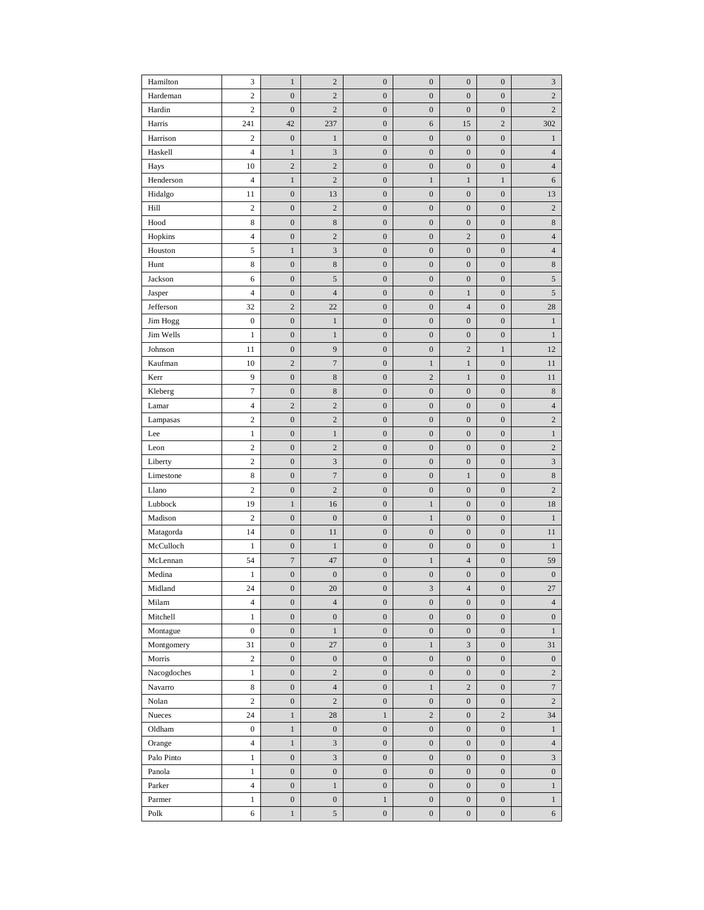| | | | | | | | | |
|---|---|---|---|---|---|---|---|---|
| Hamilton | 3 | 1 | 2 | 0 | 0 | 0 | 0 | 3 |
| Hardeman | 2 | 0 | 2 | 0 | 0 | 0 | 0 | 2 |
| Hardin | 2 | 0 | 2 | 0 | 0 | 0 | 0 | 2 |
| Harris | 241 | 42 | 237 | 0 | 6 | 15 | 2 | 302 |
| Harrison | 2 | 0 | 1 | 0 | 0 | 0 | 0 | 1 |
| Haskell | 4 | 1 | 3 | 0 | 0 | 0 | 0 | 4 |
| Hays | 10 | 2 | 2 | 0 | 0 | 0 | 0 | 4 |
| Henderson | 4 | 1 | 2 | 0 | 1 | 1 | 1 | 6 |
| Hidalgo | 11 | 0 | 13 | 0 | 0 | 0 | 0 | 13 |
| Hill | 2 | 0 | 2 | 0 | 0 | 0 | 0 | 2 |
| Hood | 8 | 0 | 8 | 0 | 0 | 0 | 0 | 8 |
| Hopkins | 4 | 0 | 2 | 0 | 0 | 2 | 0 | 4 |
| Houston | 5 | 1 | 3 | 0 | 0 | 0 | 0 | 4 |
| Hunt | 8 | 0 | 8 | 0 | 0 | 0 | 0 | 8 |
| Jackson | 6 | 0 | 5 | 0 | 0 | 0 | 0 | 5 |
| Jasper | 4 | 0 | 4 | 0 | 0 | 1 | 0 | 5 |
| Jefferson | 32 | 2 | 22 | 0 | 0 | 4 | 0 | 28 |
| Jim Hogg | 0 | 0 | 1 | 0 | 0 | 0 | 0 | 1 |
| Jim Wells | 1 | 0 | 1 | 0 | 0 | 0 | 0 | 1 |
| Johnson | 11 | 0 | 9 | 0 | 0 | 2 | 1 | 12 |
| Kaufman | 10 | 2 | 7 | 0 | 1 | 1 | 0 | 11 |
| Kerr | 9 | 0 | 8 | 0 | 2 | 1 | 0 | 11 |
| Kleberg | 7 | 0 | 8 | 0 | 0 | 0 | 0 | 8 |
| Lamar | 4 | 2 | 2 | 0 | 0 | 0 | 0 | 4 |
| Lampasas | 2 | 0 | 2 | 0 | 0 | 0 | 0 | 2 |
| Lee | 1 | 0 | 1 | 0 | 0 | 0 | 0 | 1 |
| Leon | 2 | 0 | 2 | 0 | 0 | 0 | 0 | 2 |
| Liberty | 2 | 0 | 3 | 0 | 0 | 0 | 0 | 3 |
| Limestone | 8 | 0 | 7 | 0 | 0 | 1 | 0 | 8 |
| Llano | 2 | 0 | 2 | 0 | 0 | 0 | 0 | 2 |
| Lubbock | 19 | 1 | 16 | 0 | 1 | 0 | 0 | 18 |
| Madison | 2 | 0 | 0 | 0 | 1 | 0 | 0 | 1 |
| Matagorda | 14 | 0 | 11 | 0 | 0 | 0 | 0 | 11 |
| McCulloch | 1 | 0 | 1 | 0 | 0 | 0 | 0 | 1 |
| McLennan | 54 | 7 | 47 | 0 | 1 | 4 | 0 | 59 |
| Medina | 1 | 0 | 0 | 0 | 0 | 0 | 0 | 0 |
| Midland | 24 | 0 | 20 | 0 | 3 | 4 | 0 | 27 |
| Milam | 4 | 0 | 4 | 0 | 0 | 0 | 0 | 4 |
| Mitchell | 1 | 0 | 0 | 0 | 0 | 0 | 0 | 0 |
| Montague | 0 | 0 | 1 | 0 | 0 | 0 | 0 | 1 |
| Montgomery | 31 | 0 | 27 | 0 | 1 | 3 | 0 | 31 |
| Morris | 2 | 0 | 0 | 0 | 0 | 0 | 0 | 0 |
| Nacogdoches | 1 | 0 | 2 | 0 | 0 | 0 | 0 | 2 |
| Navarro | 8 | 0 | 4 | 0 | 1 | 2 | 0 | 7 |
| Nolan | 2 | 0 | 2 | 0 | 0 | 0 | 0 | 2 |
| Nueces | 24 | 1 | 28 | 1 | 2 | 0 | 2 | 34 |
| Oldham | 0 | 1 | 0 | 0 | 0 | 0 | 0 | 1 |
| Orange | 4 | 1 | 3 | 0 | 0 | 0 | 0 | 4 |
| Palo Pinto | 1 | 0 | 3 | 0 | 0 | 0 | 0 | 3 |
| Panola | 1 | 0 | 0 | 0 | 0 | 0 | 0 | 0 |
| Parker | 4 | 0 | 1 | 0 | 0 | 0 | 0 | 1 |
| Parmer | 1 | 0 | 0 | 1 | 0 | 0 | 0 | 1 |
| Polk | 6 | 1 | 5 | 0 | 0 | 0 | 0 | 6 |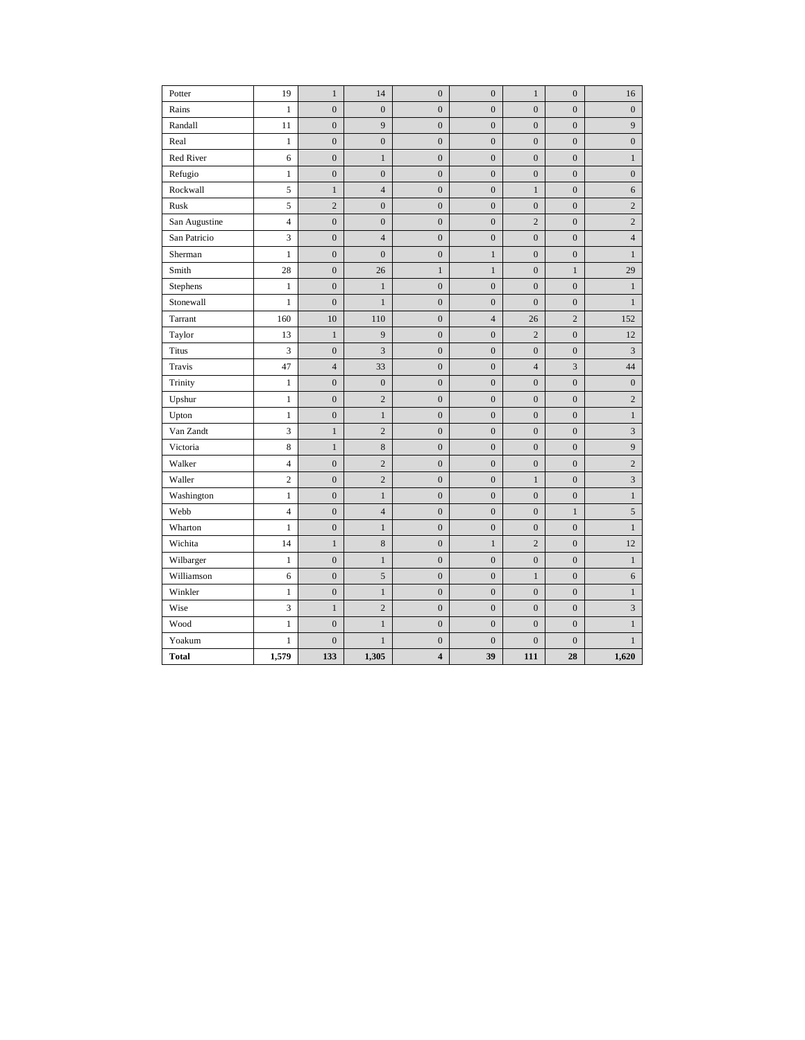| | | | | | | | | |
|---|---|---|---|---|---|---|---|---|
| Potter | 19 | 1 | 14 | 0 | 0 | 1 | 0 | 16 |
| Rains | 1 | 0 | 0 | 0 | 0 | 0 | 0 | 0 |
| Randall | 11 | 0 | 9 | 0 | 0 | 0 | 0 | 9 |
| Real | 1 | 0 | 0 | 0 | 0 | 0 | 0 | 0 |
| Red River | 6 | 0 | 1 | 0 | 0 | 0 | 0 | 1 |
| Refugio | 1 | 0 | 0 | 0 | 0 | 0 | 0 | 0 |
| Rockwall | 5 | 1 | 4 | 0 | 0 | 1 | 0 | 6 |
| Rusk | 5 | 2 | 0 | 0 | 0 | 0 | 0 | 2 |
| San Augustine | 4 | 0 | 0 | 0 | 0 | 2 | 0 | 2 |
| San Patricio | 3 | 0 | 4 | 0 | 0 | 0 | 0 | 4 |
| Sherman | 1 | 0 | 0 | 0 | 1 | 0 | 0 | 1 |
| Smith | 28 | 0 | 26 | 1 | 1 | 0 | 1 | 29 |
| Stephens | 1 | 0 | 1 | 0 | 0 | 0 | 0 | 1 |
| Stonewall | 1 | 0 | 1 | 0 | 0 | 0 | 0 | 1 |
| Tarrant | 160 | 10 | 110 | 0 | 4 | 26 | 2 | 152 |
| Taylor | 13 | 1 | 9 | 0 | 0 | 2 | 0 | 12 |
| Titus | 3 | 0 | 3 | 0 | 0 | 0 | 0 | 3 |
| Travis | 47 | 4 | 33 | 0 | 0 | 4 | 3 | 44 |
| Trinity | 1 | 0 | 0 | 0 | 0 | 0 | 0 | 0 |
| Upshur | 1 | 0 | 2 | 0 | 0 | 0 | 0 | 2 |
| Upton | 1 | 0 | 1 | 0 | 0 | 0 | 0 | 1 |
| Van Zandt | 3 | 1 | 2 | 0 | 0 | 0 | 0 | 3 |
| Victoria | 8 | 1 | 8 | 0 | 0 | 0 | 0 | 9 |
| Walker | 4 | 0 | 2 | 0 | 0 | 0 | 0 | 2 |
| Waller | 2 | 0 | 2 | 0 | 0 | 1 | 0 | 3 |
| Washington | 1 | 0 | 1 | 0 | 0 | 0 | 0 | 1 |
| Webb | 4 | 0 | 4 | 0 | 0 | 0 | 1 | 5 |
| Wharton | 1 | 0 | 1 | 0 | 0 | 0 | 0 | 1 |
| Wichita | 14 | 1 | 8 | 0 | 1 | 2 | 0 | 12 |
| Wilbarger | 1 | 0 | 1 | 0 | 0 | 0 | 0 | 1 |
| Williamson | 6 | 0 | 5 | 0 | 0 | 1 | 0 | 6 |
| Winkler | 1 | 0 | 1 | 0 | 0 | 0 | 0 | 1 |
| Wise | 3 | 1 | 2 | 0 | 0 | 0 | 0 | 3 |
| Wood | 1 | 0 | 1 | 0 | 0 | 0 | 0 | 1 |
| Yoakum | 1 | 0 | 1 | 0 | 0 | 0 | 0 | 1 |
| **Total** | **1,579** | **133** | **1,305** | **4** | **39** | **111** | **28** | **1,620** |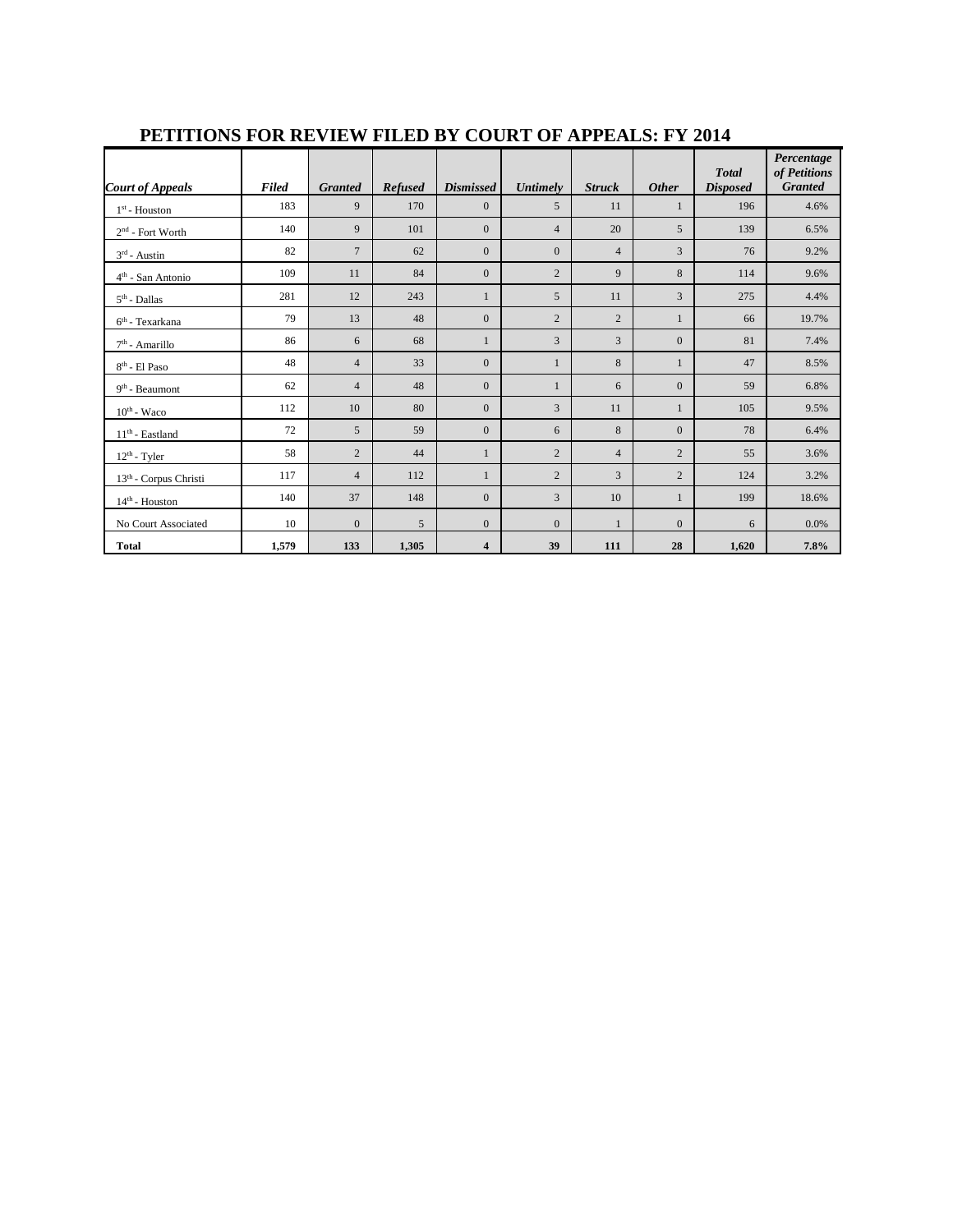# PETITIONS FOR REVIEW FILED BY COURT OF APPEALS: FY 2014

| *Court of Appeals* | *Filed* | *Granted* | *Refused* | *Dismissed* | *Untimely* | *Struck* | *Other* | *Total Disposed* | *Percentage of Petitions Granted* |
|---|---|---|---|---|---|---|---|---|---|
| 1st - Houston | 183 | 9 | 170 | 0 | 5 | 11 | 1 | 196 | 4.6% |
| 2nd - Fort Worth | 140 | 9 | 101 | 0 | 4 | 20 | 5 | 139 | 6.5% |
| 3rd - Austin | 82 | 7 | 62 | 0 | 0 | 4 | 3 | 76 | 9.2% |
| 4th - San Antonio | 109 | 11 | 84 | 0 | 2 | 9 | 8 | 114 | 9.6% |
| 5th - Dallas | 281 | 12 | 243 | 1 | 5 | 11 | 3 | 275 | 4.4% |
| 6th - Texarkana | 79 | 13 | 48 | 0 | 2 | 2 | 1 | 66 | 19.7% |
| 7th - Amarillo | 86 | 6 | 68 | 1 | 3 | 3 | 0 | 81 | 7.4% |
| 8th - El Paso | 48 | 4 | 33 | 0 | 1 | 8 | 1 | 47 | 8.5% |
| 9th - Beaumont | 62 | 4 | 48 | 0 | 1 | 6 | 0 | 59 | 6.8% |
| 10th - Waco | 112 | 10 | 80 | 0 | 3 | 11 | 1 | 105 | 9.5% |
| 11th - Eastland | 72 | 5 | 59 | 0 | 6 | 8 | 0 | 78 | 6.4% |
| 12th - Tyler | 58 | 2 | 44 | 1 | 2 | 4 | 2 | 55 | 3.6% |
| 13th - Corpus Christi | 117 | 4 | 112 | 1 | 2 | 3 | 2 | 124 | 3.2% |
| 14th - Houston | 140 | 37 | 148 | 0 | 3 | 10 | 1 | 199 | 18.6% |
| No Court Associated | 10 | 0 | 5 | 0 | 0 | 1 | 0 | 6 | 0.0% |
| **Total** | **1,579** | **133** | **1,305** | **4** | **39** | **111** | **28** | **1,620** | **7.8%** |